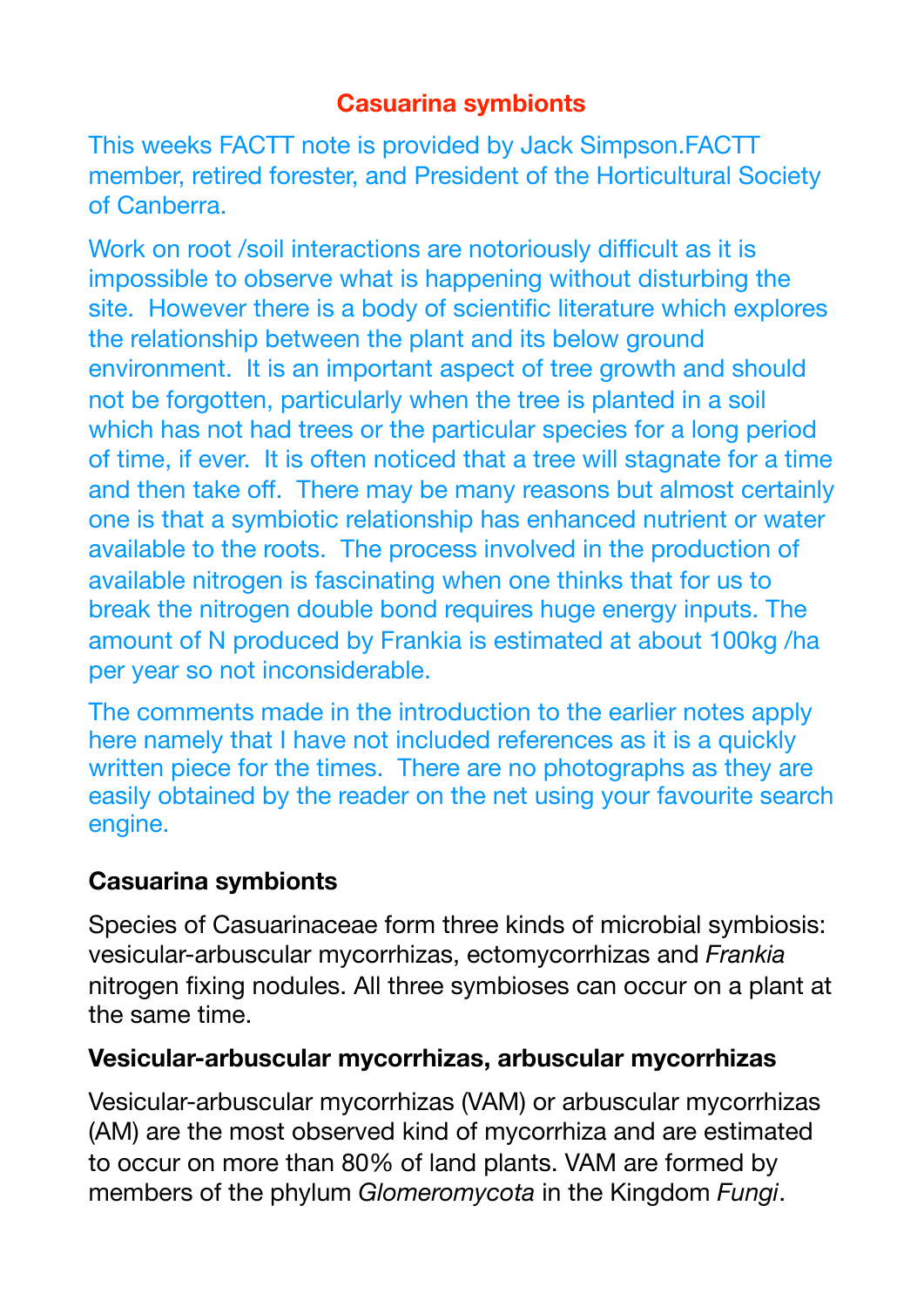# Casuarina symbionts

This weeks FACTT note is provided by Jack Simpson.FACTT member, retired forester, and President of the Horticultural Society of Canberra.

Work on root /soil interactions are notoriously difficult as it is impossible to observe what is happening without disturbing the site. However there is a body of scientific literature which explores the relationship between the plant and its below ground environment. It is an important aspect of tree growth and should not be forgotten, particularly when the tree is planted in a soil which has not had trees or the particular species for a long period of time, if ever. It is often noticed that a tree will stagnate for a time and then take off. There may be many reasons but almost certainly one is that a symbiotic relationship has enhanced nutrient or water available to the roots. The process involved in the production of available nitrogen is fascinating when one thinks that for us to break the nitrogen double bond requires huge energy inputs. The amount of N produced by Frankia is estimated at about 100kg /ha per year so not inconsiderable.

The comments made in the introduction to the earlier notes apply here namely that I have not included references as it is a quickly written piece for the times. There are no photographs as they are easily obtained by the reader on the net using your favourite search engine.

## Casuarina symbionts

Species of Casuarinaceae form three kinds of microbial symbiosis: vesicular-arbuscular mycorrhizas, ectomycorrhizas and *Frankia* nitrogen fixing nodules. All three symbioses can occur on a plant at the same time.

## Vesicular-arbuscular mycorrhizas, arbuscular mycorrhizas

Vesicular-arbuscular mycorrhizas (VAM) or arbuscular mycorrhizas (AM) are the most observed kind of mycorrhiza and are estimated to occur on more than 80% of land plants. VAM are formed by members of the phylum *Glomeromycota* in the Kingdom *Fungi*.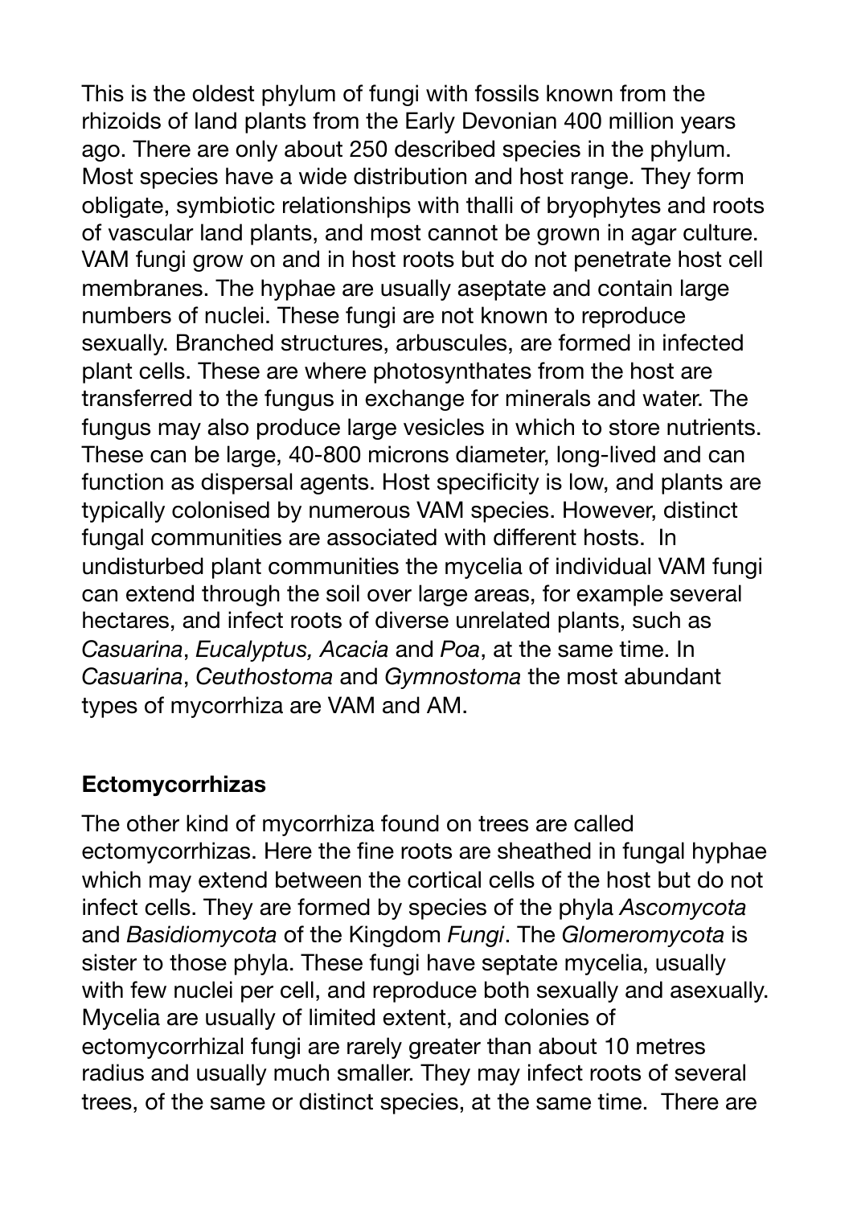This is the oldest phylum of fungi with fossils known from the rhizoids of land plants from the Early Devonian 400 million years ago. There are only about 250 described species in the phylum. Most species have a wide distribution and host range. They form obligate, symbiotic relationships with thalli of bryophytes and roots of vascular land plants, and most cannot be grown in agar culture. VAM fungi grow on and in host roots but do not penetrate host cell membranes. The hyphae are usually aseptate and contain large numbers of nuclei. These fungi are not known to reproduce sexually. Branched structures, arbuscules, are formed in infected plant cells. These are where photosynthates from the host are transferred to the fungus in exchange for minerals and water. The fungus may also produce large vesicles in which to store nutrients. These can be large, 40-800 microns diameter, long-lived and can function as dispersal agents. Host specificity is low, and plants are typically colonised by numerous VAM species. However, distinct fungal communities are associated with different hosts. In undisturbed plant communities the mycelia of individual VAM fungi can extend through the soil over large areas, for example several hectares, and infect roots of diverse unrelated plants, such as *Casuarina*, *Eucalyptus, Acacia* and *Poa*, at the same time. In *Casuarina*, *Ceuthostoma* and *Gymnostoma* the most abundant types of mycorrhiza are VAM and AM.

**Ectomycorrhizas**

The other kind of mycorrhiza found on trees are called ectomycorrhizas. Here the fine roots are sheathed in fungal hyphae which may extend between the cortical cells of the host but do not infect cells. They are formed by species of the phyla *Ascomycota* and *Basidiomycota* of the Kingdom *Fungi*. The *Glomeromycota* is sister to those phyla. These fungi have septate mycelia, usually with few nuclei per cell, and reproduce both sexually and asexually. Mycelia are usually of limited extent, and colonies of ectomycorrhizal fungi are rarely greater than about 10 metres radius and usually much smaller. They may infect roots of several trees, of the same or distinct species, at the same time. There are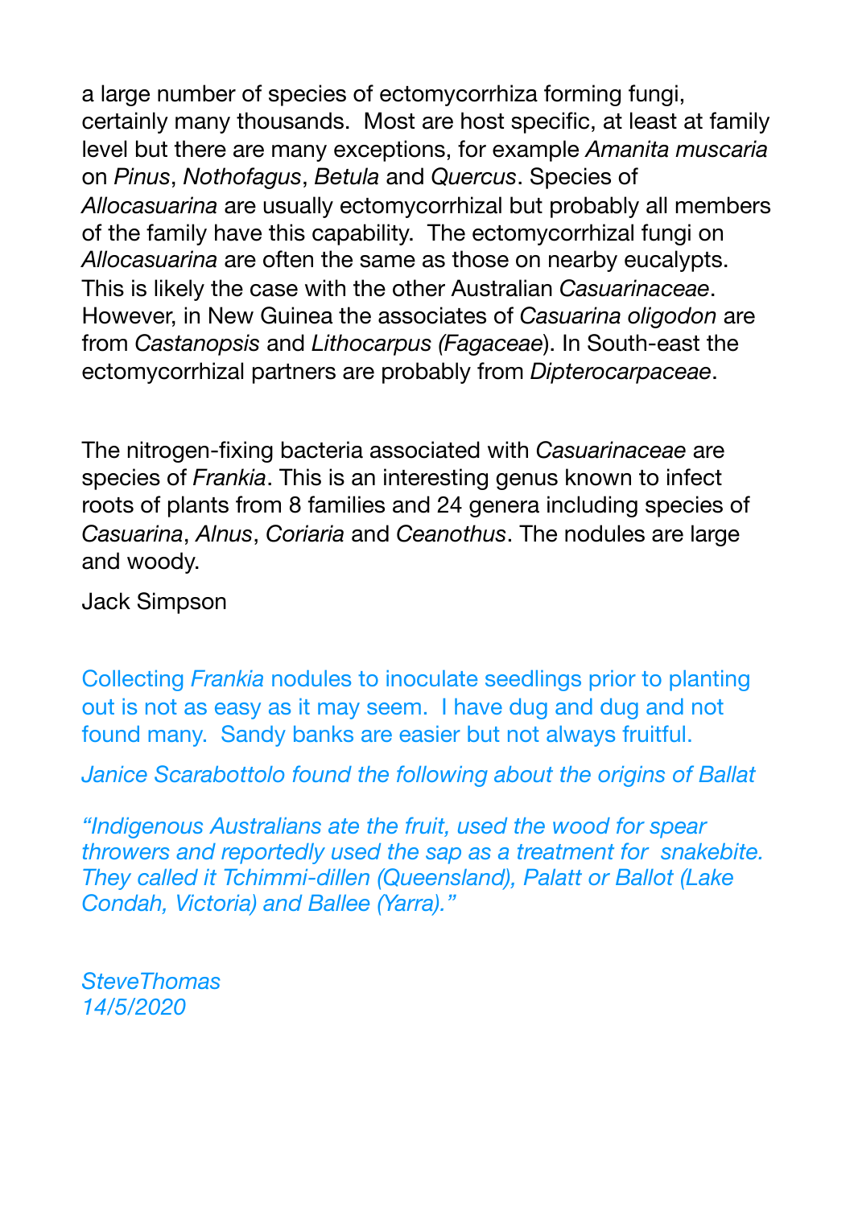a large number of species of ectomycorrhiza forming fungi, certainly many thousands. Most are host specific, at least at family level but there are many exceptions, for example *Amanita muscaria* on *Pinus*, *Nothofagus*, *Betula* and *Quercus*. Species of *Allocasuarina* are usually ectomycorrhizal but probably all members of the family have this capability. The ectomycorrhizal fungi on *Allocasuarina* are often the same as those on nearby eucalypts. This is likely the case with the other Australian *Casuarinaceae*. However, in New Guinea the associates of *Casuarina oligodon* are from *Castanopsis* and *Lithocarpus (Fagaceae*). In South-east the ectomycorrhizal partners are probably from *Dipterocarpaceae*.

The nitrogen-fixing bacteria associated with *Casuarinaceae* are species of *Frankia*. This is an interesting genus known to infect roots of plants from 8 families and 24 genera including species of *Casuarina*, *Alnus*, *Coriaria* and *Ceanothus*. The nodules are large and woody.

Jack Simpson

Collecting *Frankia* nodules to inoculate seedlings prior to planting out is not as easy as it may seem. I have dug and dug and not found many. Sandy banks are easier but not always fruitful.

*Janice Scarabottolo found the following about the origins of Ballat*

*"Indigenous Australians ate the fruit, used the wood for spear throwers and reportedly used the sap as a treatment for snakebite. They called it Tchimmi-dillen (Queensland), Palatt or Ballot (Lake Condah, Victoria) and Ballee (Yarra)."*

*SteveThomas*
*14/5/2020*